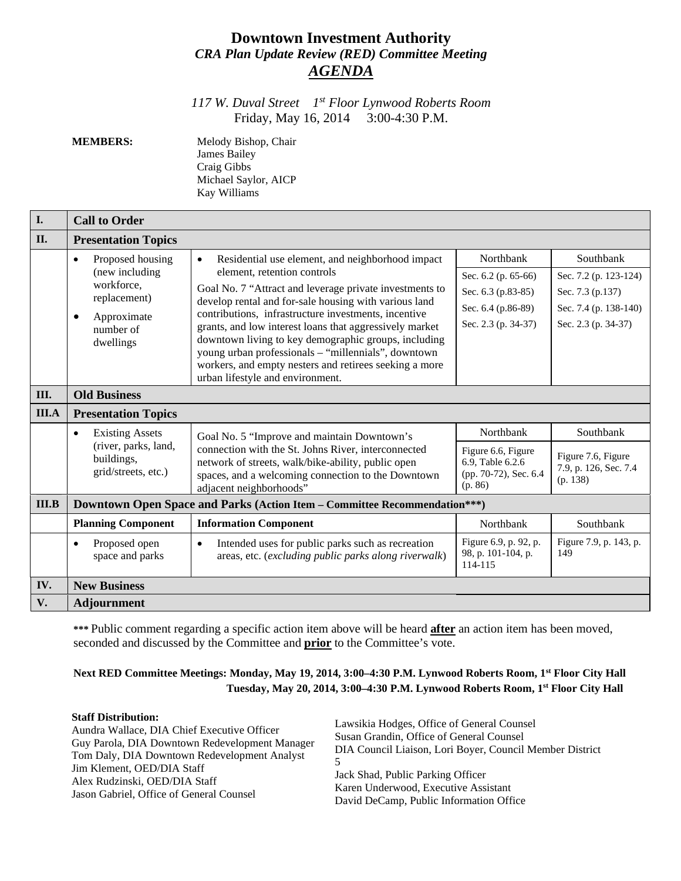# Downtown Investment Authority

## *CRA Plan Update Review (RED) Committee Meeting*

## ***AGENDA***

*117 W. Duval Street 1st Floor Lynwood Roberts Room*
Friday, May 16, 2014 3:00-4:30 P.M.

**MEMBERS:**
Melody Bishop, Chair
James Bailey
Craig Gibbs
Michael Saylor, AICP
Kay Williams

| | | | | |
|---|---|---|---|---|
| **I.** | **Call to Order** | | | |
| **II.** | **Presentation Topics** | | | |
| | • Proposed housing (new including workforce, replacement)<br>• Approximate number of dwellings | • Residential use element, and neighborhood impact element, retention controls<br>Goal No. 7 "Attract and leverage private investments to develop rental and for-sale housing with various land contributions, infrastructure investments, incentive grants, and low interest loans that aggressively market downtown living to key demographic groups, including young urban professionals – "millennials", downtown workers, and empty nesters and retirees seeking a more urban lifestyle and environment. | Northbank<br>Sec. 6.2 (p. 65-66)<br>Sec. 6.3 (p.83-85)<br>Sec. 6.4 (p.86-89)<br>Sec. 2.3 (p. 34-37) | Southbank<br>Sec. 7.2 (p. 123-124)<br>Sec. 7.3 (p.137)<br>Sec. 7.4 (p. 138-140)<br>Sec. 2.3 (p. 34-37) |
| **III.** | **Old Business** | | | |
| **III.A** | **Presentation Topics** | | | |
| | • Existing Assets (river, parks, land, buildings, grid/streets, etc.) | Goal No. 5 "Improve and maintain Downtown's connection with the St. Johns River, interconnected network of streets, walk/bike-ability, public open spaces, and a welcoming connection to the Downtown adjacent neighborhoods" | Northbank<br>Figure 6.6, Figure 6.9, Table 6.2.6 (pp. 70-72), Sec. 6.4 (p. 86) | Southbank<br>Figure 7.6, Figure 7.9, p. 126, Sec. 7.4 (p. 138) |
| **III.B** | **Downtown Open Space and Parks (Action Item – Committee Recommendation\*\*\*)** | | | |
| | **Planning Component** | **Information Component** | Northbank | Southbank |
| | • Proposed open space and parks | • Intended uses for public parks such as recreation areas, etc. (*excluding public parks along riverwalk*) | Figure 6.9, p. 92, p. 98, p. 101-104, p. 114-115 | Figure 7.9, p. 143, p. 149 |
| **IV.** | **New Business** | | | |
| **V.** | **Adjournment** | | | |

*** Public comment regarding a specific action item above will be heard **after** an action item has been moved, seconded and discussed by the Committee and **prior** to the Committee's vote.

**Next RED Committee Meetings: Monday, May 19, 2014, 3:00–4:30 P.M. Lynwood Roberts Room, 1st Floor City Hall**
**Tuesday, May 20, 2014, 3:00–4:30 P.M. Lynwood Roberts Room, 1st Floor City Hall**

**Staff Distribution:**
Aundra Wallace, DIA Chief Executive Officer
Guy Parola, DIA Downtown Redevelopment Manager
Tom Daly, DIA Downtown Redevelopment Analyst
Jim Klement, OED/DIA Staff
Alex Rudzinski, OED/DIA Staff
Jason Gabriel, Office of General Counsel
Lawsikia Hodges, Office of General Counsel
Susan Grandin, Office of General Counsel
DIA Council Liaison, Lori Boyer, Council Member District 5
Jack Shad, Public Parking Officer
Karen Underwood, Executive Assistant
David DeCamp, Public Information Office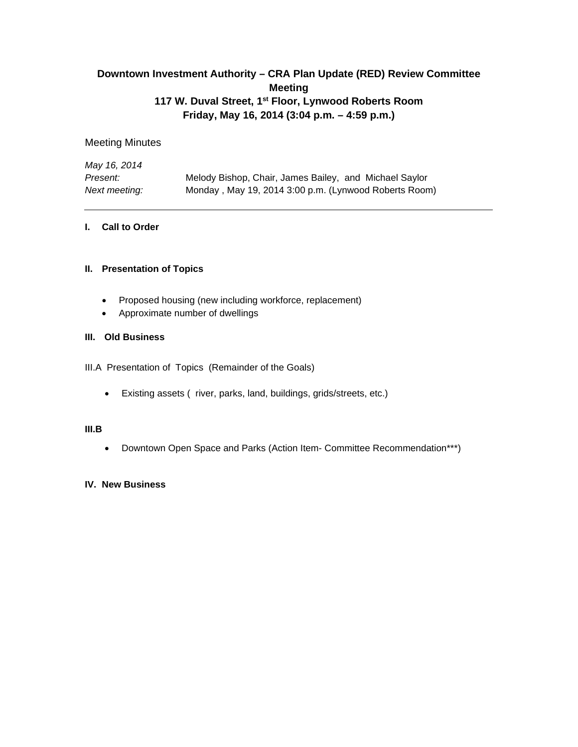# Downtown Investment Authority – CRA Plan Update (RED) Review Committee Meeting
## 117 W. Duval Street, 1st Floor, Lynwood Roberts Room
## Friday, May 16, 2014 (3:04 p.m. – 4:59 p.m.)

Meeting Minutes

| | |
|---|---|
| *May 16, 2014* | |
| *Present:* | Melody Bishop, Chair, James Bailey, and Michael Saylor |
| *Next meeting:* | Monday , May 19, 2014 3:00 p.m. (Lynwood Roberts Room) |

---

**I. Call to Order**

**II. Presentation of Topics**

- Proposed housing (new including workforce, replacement)
- Approximate number of dwellings

**III. Old Business**

III.A Presentation of Topics (Remainder of the Goals)

- Existing assets ( river, parks, land, buildings, grids/streets, etc.)

**III.B**

- Downtown Open Space and Parks (Action Item- Committee Recommendation***)

**IV. New Business**